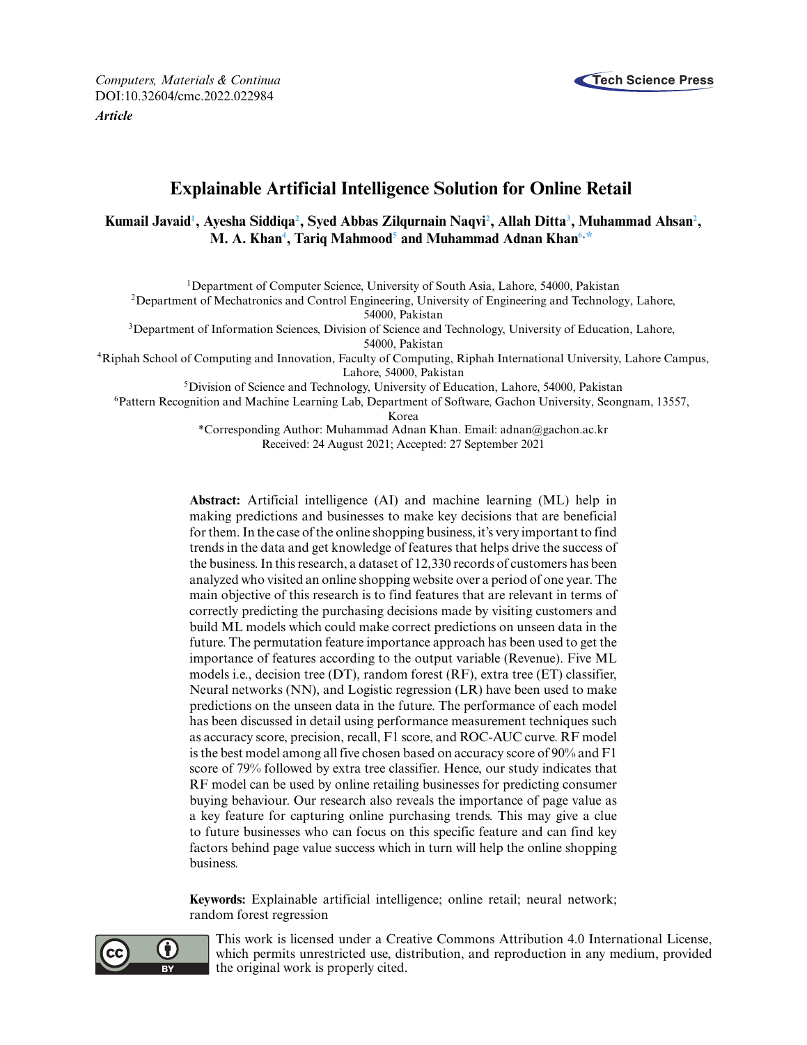Computers, Materials & Continua
DOI:10.32604/cmc.2022.022984
*Article*

# Explainable Artificial Intelligence Solution for Online Retail

**Kumail Javaid[1], Ayesha Siddiqa[2], Syed Abbas Zilqurnain Naqvi[2], Allah Ditta[3], Muhammad Ahsan[2], M. A. Khan[4], Tariq Mahmood[5] and Muhammad Adnan Khan[6,*]**

[1]Department of Computer Science, University of South Asia, Lahore, 54000, Pakistan
[2]Department of Mechatronics and Control Engineering, University of Engineering and Technology, Lahore, 54000, Pakistan
[3]Department of Information Sciences, Division of Science and Technology, University of Education, Lahore, 54000, Pakistan
[4]Riphah School of Computing and Innovation, Faculty of Computing, Riphah International University, Lahore Campus, Lahore, 54000, Pakistan
[5]Division of Science and Technology, University of Education, Lahore, 54000, Pakistan
[6]Pattern Recognition and Machine Learning Lab, Department of Software, Gachon University, Seongnam, 13557, Korea
*Corresponding Author: Muhammad Adnan Khan. Email: adnan@gachon.ac.kr
Received: 24 August 2021; Accepted: 27 September 2021

**Abstract:** Artificial intelligence (AI) and machine learning (ML) help in making predictions and businesses to make key decisions that are beneficial for them. In the case of the online shopping business, it's very important to find trends in the data and get knowledge of features that helps drive the success of the business. In this research, a dataset of 12,330 records of customers has been analyzed who visited an online shopping website over a period of one year. The main objective of this research is to find features that are relevant in terms of correctly predicting the purchasing decisions made by visiting customers and build ML models which could make correct predictions on unseen data in the future. The permutation feature importance approach has been used to get the importance of features according to the output variable (Revenue). Five ML models i.e., decision tree (DT), random forest (RF), extra tree (ET) classifier, Neural networks (NN), and Logistic regression (LR) have been used to make predictions on the unseen data in the future. The performance of each model has been discussed in detail using performance measurement techniques such as accuracy score, precision, recall, F1 score, and ROC-AUC curve. RF model is the best model among all five chosen based on accuracy score of 90% and F1 score of 79% followed by extra tree classifier. Hence, our study indicates that RF model can be used by online retailing businesses for predicting consumer buying behaviour. Our research also reveals the importance of page value as a key feature for capturing online purchasing trends. This may give a clue to future businesses who can focus on this specific feature and can find key factors behind page value success which in turn will help the online shopping business.

**Keywords:** Explainable artificial intelligence; online retail; neural network; random forest regression

This work is licensed under a Creative Commons Attribution 4.0 International License, which permits unrestricted use, distribution, and reproduction in any medium, provided the original work is properly cited.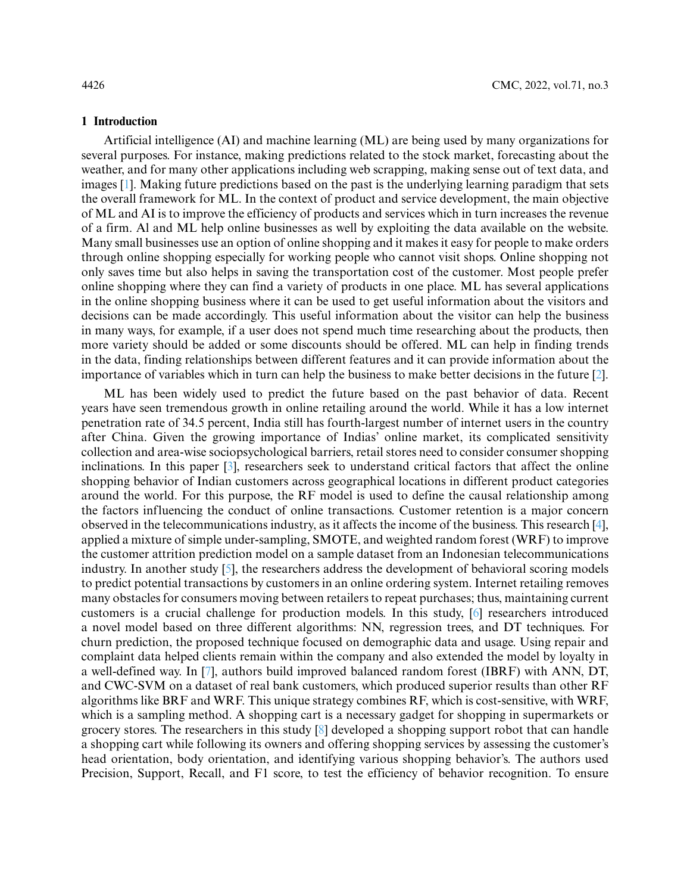## 1 Introduction

Artificial intelligence (AI) and machine learning (ML) are being used by many organizations for several purposes. For instance, making predictions related to the stock market, forecasting about the weather, and for many other applications including web scrapping, making sense out of text data, and images [1]. Making future predictions based on the past is the underlying learning paradigm that sets the overall framework for ML. In the context of product and service development, the main objective of ML and AI is to improve the efficiency of products and services which in turn increases the revenue of a firm. Al and ML help online businesses as well by exploiting the data available on the website. Many small businesses use an option of online shopping and it makes it easy for people to make orders through online shopping especially for working people who cannot visit shops. Online shopping not only saves time but also helps in saving the transportation cost of the customer. Most people prefer online shopping where they can find a variety of products in one place. ML has several applications in the online shopping business where it can be used to get useful information about the visitors and decisions can be made accordingly. This useful information about the visitor can help the business in many ways, for example, if a user does not spend much time researching about the products, then more variety should be added or some discounts should be offered. ML can help in finding trends in the data, finding relationships between different features and it can provide information about the importance of variables which in turn can help the business to make better decisions in the future [2].

ML has been widely used to predict the future based on the past behavior of data. Recent years have seen tremendous growth in online retailing around the world. While it has a low internet penetration rate of 34.5 percent, India still has fourth-largest number of internet users in the country after China. Given the growing importance of Indias' online market, its complicated sensitivity collection and area-wise sociopsychological barriers, retail stores need to consider consumer shopping inclinations. In this paper [3], researchers seek to understand critical factors that affect the online shopping behavior of Indian customers across geographical locations in different product categories around the world. For this purpose, the RF model is used to define the causal relationship among the factors influencing the conduct of online transactions. Customer retention is a major concern observed in the telecommunications industry, as it affects the income of the business. This research [4], applied a mixture of simple under-sampling, SMOTE, and weighted random forest (WRF) to improve the customer attrition prediction model on a sample dataset from an Indonesian telecommunications industry. In another study [5], the researchers address the development of behavioral scoring models to predict potential transactions by customers in an online ordering system. Internet retailing removes many obstacles for consumers moving between retailers to repeat purchases; thus, maintaining current customers is a crucial challenge for production models. In this study, [6] researchers introduced a novel model based on three different algorithms: NN, regression trees, and DT techniques. For churn prediction, the proposed technique focused on demographic data and usage. Using repair and complaint data helped clients remain within the company and also extended the model by loyalty in a well-defined way. In [7], authors build improved balanced random forest (IBRF) with ANN, DT, and CWC-SVM on a dataset of real bank customers, which produced superior results than other RF algorithms like BRF and WRF. This unique strategy combines RF, which is cost-sensitive, with WRF, which is a sampling method. A shopping cart is a necessary gadget for shopping in supermarkets or grocery stores. The researchers in this study [8] developed a shopping support robot that can handle a shopping cart while following its owners and offering shopping services by assessing the customer's head orientation, body orientation, and identifying various shopping behavior's. The authors used Precision, Support, Recall, and F1 score, to test the efficiency of behavior recognition. To ensure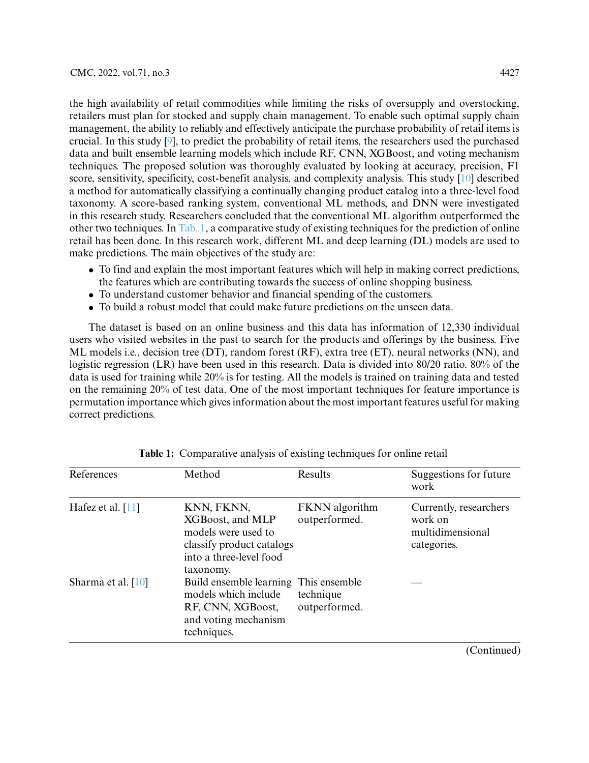the high availability of retail commodities while limiting the risks of oversupply and overstocking, retailers must plan for stocked and supply chain management. To enable such optimal supply chain management, the ability to reliably and effectively anticipate the purchase probability of retail items is crucial. In this study [9], to predict the probability of retail items, the researchers used the purchased data and built ensemble learning models which include RF, CNN, XGBoost, and voting mechanism techniques. The proposed solution was thoroughly evaluated by looking at accuracy, precision, F1 score, sensitivity, specificity, cost-benefit analysis, and complexity analysis. This study [10] described a method for automatically classifying a continually changing product catalog into a three-level food taxonomy. A score-based ranking system, conventional ML methods, and DNN were investigated in this research study. Researchers concluded that the conventional ML algorithm outperformed the other two techniques. In Tab. 1, a comparative study of existing techniques for the prediction of online retail has been done. In this research work, different ML and deep learning (DL) models are used to make predictions. The main objectives of the study are:

- To find and explain the most important features which will help in making correct predictions, the features which are contributing towards the success of online shopping business.
- To understand customer behavior and financial spending of the customers.
- To build a robust model that could make future predictions on the unseen data.

The dataset is based on an online business and this data has information of 12,330 individual users who visited websites in the past to search for the products and offerings by the business. Five ML models i.e., decision tree (DT), random forest (RF), extra tree (ET), neural networks (NN), and logistic regression (LR) have been used in this research. Data is divided into 80/20 ratio. 80% of the data is used for training while 20% is for testing. All the models is trained on training data and tested on the remaining 20% of test data. One of the most important techniques for feature importance is permutation importance which gives information about the most important features useful for making correct predictions.

**Table 1:** Comparative analysis of existing techniques for online retail

| References | Method | Results | Suggestions for future work |
|---|---|---|---|
| Hafez et al. [11] | KNN, FKNN, XGBoost, and MLP models were used to classify product catalogs into a three-level food taxonomy. | FKNN algorithm outperformed. | Currently, researchers work on multidimensional categories. |
| Sharma et al. [10] | Build ensemble learning models which include RF, CNN, XGBoost, and voting mechanism techniques. | This ensemble technique outperformed. | — |

(Continued)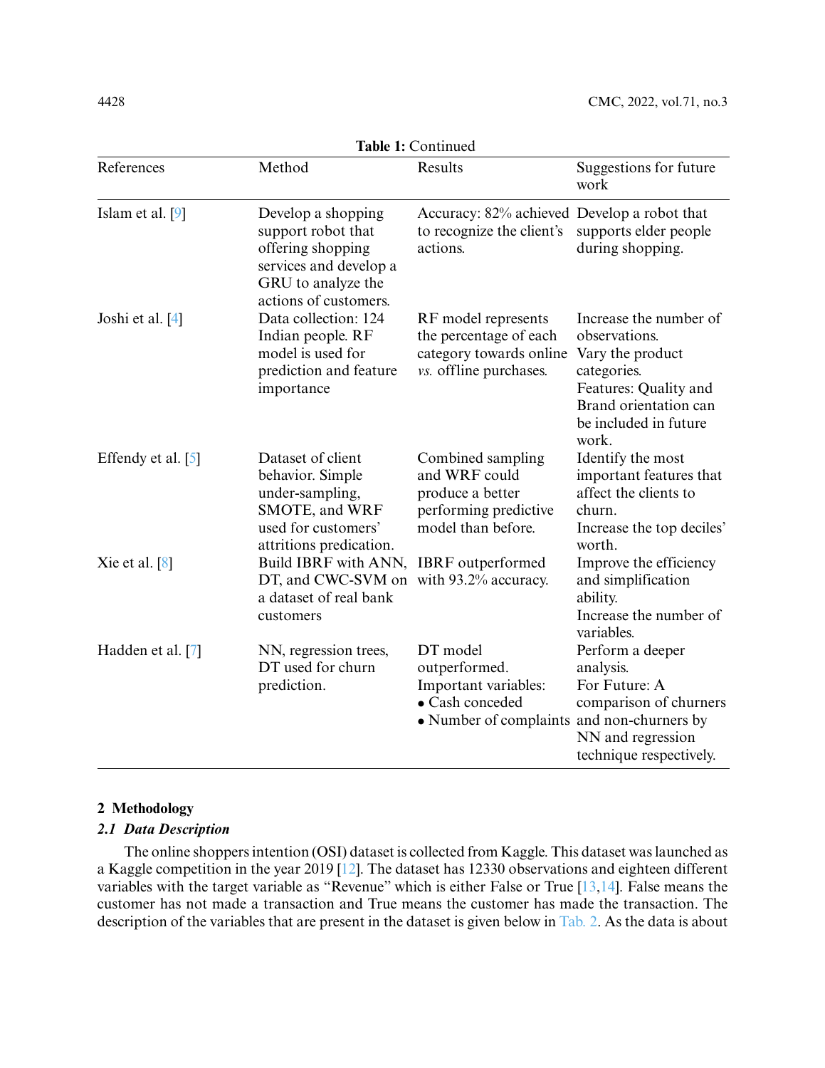**Table 1:** Continued

| References | Method | Results | Suggestions for future work |
|---|---|---|---|
| Islam et al. [9] | Develop a shopping support robot that offering shopping services and develop a GRU to analyze the actions of customers. | Accuracy: 82% achieved to recognize the client's actions. | Develop a robot that supports elder people during shopping. |
| Joshi et al. [4] | Data collection: 124 Indian people. RF model is used for prediction and feature importance | RF model represents the percentage of each category towards online *vs.* offline purchases. | Increase the number of observations. Vary the product categories. Features: Quality and Brand orientation can be included in future work. |
| Effendy et al. [5] | Dataset of client behavior. Simple under-sampling, SMOTE, and WRF used for customers' attritions predication. | Combined sampling and WRF could produce a better performing predictive model than before. | Identify the most important features that affect the clients to churn. Increase the top deciles' worth. |
| Xie et al. [8] | Build IBRF with ANN, DT, and CWC-SVM on a dataset of real bank customers | IBRF outperformed with 93.2% accuracy. | Improve the efficiency and simplification ability. Increase the number of variables. |
| Hadden et al. [7] | NN, regression trees, DT used for churn prediction. | DT model outperformed. Important variables: • Cash conceded • Number of complaints | Perform a deeper analysis. For Future: A comparison of churners and non-churners by NN and regression technique respectively. |

## 2 Methodology

### *2.1 Data Description*

The online shoppers intention (OSI) dataset is collected from Kaggle. This dataset was launched as a Kaggle competition in the year 2019 [12]. The dataset has 12330 observations and eighteen different variables with the target variable as "Revenue" which is either False or True [13,14]. False means the customer has not made a transaction and True means the customer has made the transaction. The description of the variables that are present in the dataset is given below in Tab. 2. As the data is about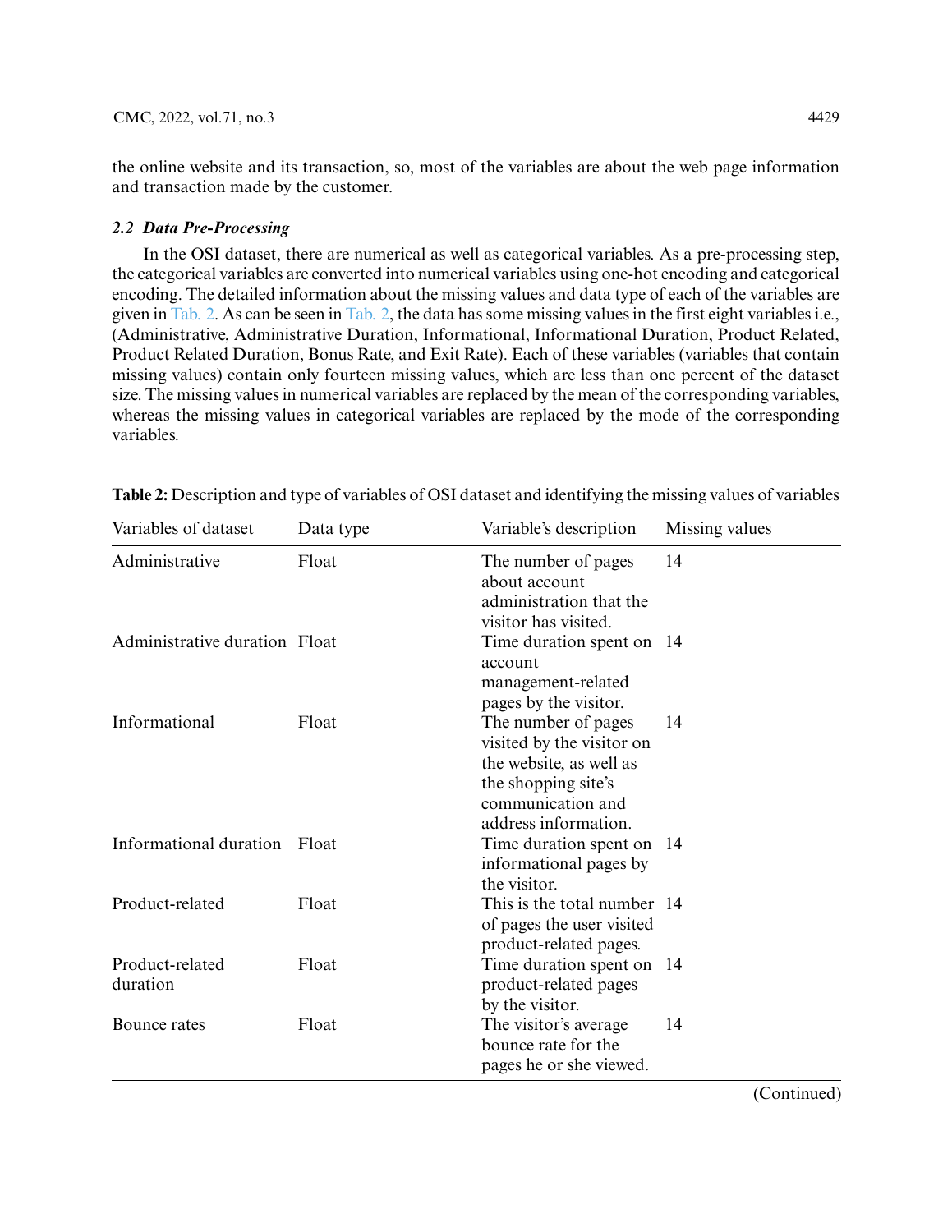the online website and its transaction, so, most of the variables are about the web page information and transaction made by the customer.

### *2.2 Data Pre-Processing*

In the OSI dataset, there are numerical as well as categorical variables. As a pre-processing step, the categorical variables are converted into numerical variables using one-hot encoding and categorical encoding. The detailed information about the missing values and data type of each of the variables are given in Tab. 2. As can be seen in Tab. 2, the data has some missing values in the first eight variables i.e., (Administrative, Administrative Duration, Informational, Informational Duration, Product Related, Product Related Duration, Bonus Rate, and Exit Rate). Each of these variables (variables that contain missing values) contain only fourteen missing values, which are less than one percent of the dataset size. The missing values in numerical variables are replaced by the mean of the corresponding variables, whereas the missing values in categorical variables are replaced by the mode of the corresponding variables.

**Table 2:** Description and type of variables of OSI dataset and identifying the missing values of variables

| Variables of dataset | Data type | Variable's description | Missing values |
|---|---|---|---|
| Administrative | Float | The number of pages about account administration that the visitor has visited. | 14 |
| Administrative duration | Float | Time duration spent on account management-related pages by the visitor. | 14 |
| Informational | Float | The number of pages visited by the visitor on the website, as well as the shopping site's communication and address information. | 14 |
| Informational duration | Float | Time duration spent on informational pages by the visitor. | 14 |
| Product-related | Float | This is the total number of pages the user visited product-related pages. | 14 |
| Product-related duration | Float | Time duration spent on product-related pages by the visitor. | 14 |
| Bounce rates | Float | The visitor's average bounce rate for the pages he or she viewed. | 14 |

(Continued)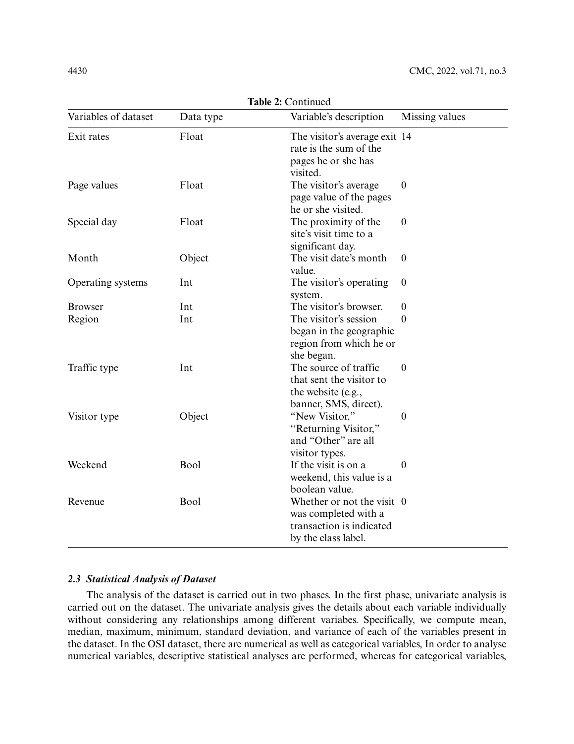**Table 2:** Continued

| Variables of dataset | Data type | Variable's description | Missing values |
|---|---|---|---|
| Exit rates | Float | The visitor's average exit rate is the sum of the pages he or she has visited. | 14 |
| Page values | Float | The visitor's average page value of the pages he or she visited. | 0 |
| Special day | Float | The proximity of the site's visit time to a significant day. | 0 |
| Month | Object | The visit date's month value. | 0 |
| Operating systems | Int | The visitor's operating system. | 0 |
| Browser | Int | The visitor's browser. | 0 |
| Region | Int | The visitor's session began in the geographic region from which he or she began. | 0 |
| Traffic type | Int | The source of traffic that sent the visitor to the website (e.g., banner, SMS, direct). | 0 |
| Visitor type | Object | "New Visitor," "Returning Visitor," and "Other" are all visitor types. | 0 |
| Weekend | Bool | If the visit is on a weekend, this value is a boolean value. | 0 |
| Revenue | Bool | Whether or not the visit was completed with a transaction is indicated by the class label. | 0 |

### *2.3 Statistical Analysis of Dataset*

The analysis of the dataset is carried out in two phases. In the first phase, univariate analysis is carried out on the dataset. The univariate analysis gives the details about each variable individually without considering any relationships among different variabes. Specifically, we compute mean, median, maximum, minimum, standard deviation, and variance of each of the variables present in the dataset. In the OSI dataset, there are numerical as well as categorical variables, In order to analyse numerical variables, descriptive statistical analyses are performed, whereas for categorical variables,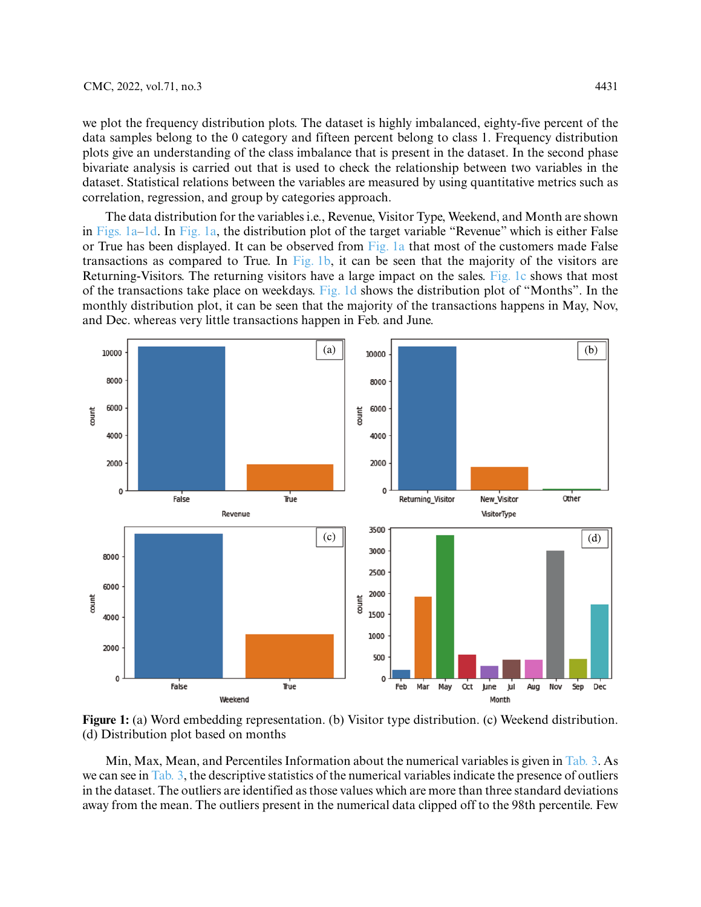we plot the frequency distribution plots. The dataset is highly imbalanced, eighty-five percent of the data samples belong to the 0 category and fifteen percent belong to class 1. Frequency distribution plots give an understanding of the class imbalance that is present in the dataset. In the second phase bivariate analysis is carried out that is used to check the relationship between two variables in the dataset. Statistical relations between the variables are measured by using quantitative metrics such as correlation, regression, and group by categories approach.

The data distribution for the variables i.e., Revenue, Visitor Type, Weekend, and Month are shown in Figs. 1a–1d. In Fig. 1a, the distribution plot of the target variable "Revenue" which is either False or True has been displayed. It can be observed from Fig. 1a that most of the customers made False transactions as compared to True. In Fig. 1b, it can be seen that the majority of the visitors are Returning-Visitors. The returning visitors have a large impact on the sales. Fig. 1c shows that most of the transactions take place on weekdays. Fig. 1d shows the distribution plot of "Months". In the monthly distribution plot, it can be seen that the majority of the transactions happens in May, Nov, and Dec. whereas very little transactions happen in Feb. and June.

**Figure 1:** (a) Word embedding representation. (b) Visitor type distribution. (c) Weekend distribution. (d) Distribution plot based on months

Min, Max, Mean, and Percentiles Information about the numerical variables is given in Tab. 3. As we can see in Tab. 3, the descriptive statistics of the numerical variables indicate the presence of outliers in the dataset. The outliers are identified as those values which are more than three standard deviations away from the mean. The outliers present in the numerical data clipped off to the 98th percentile. Few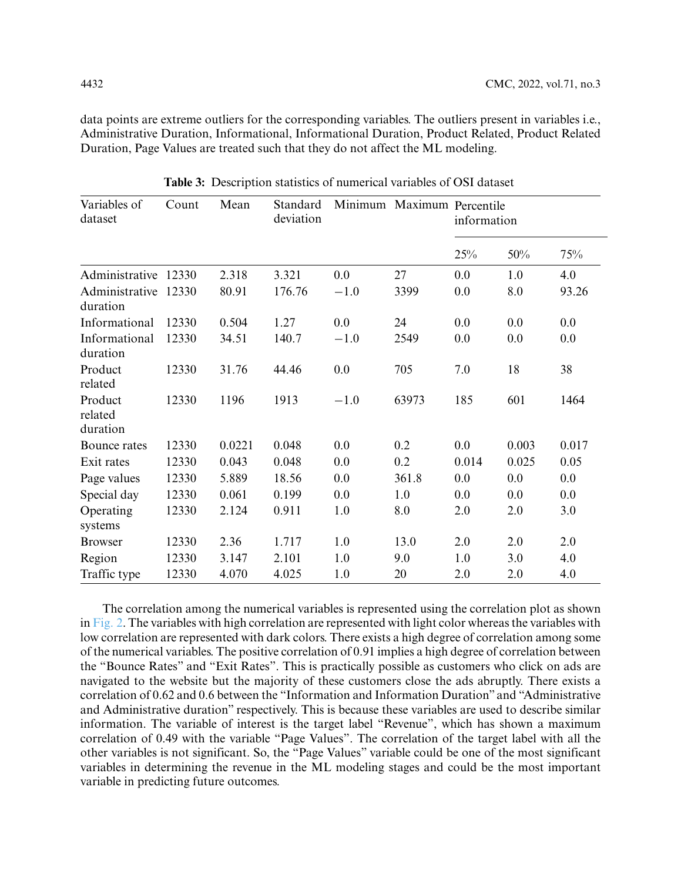data points are extreme outliers for the corresponding variables. The outliers present in variables i.e., Administrative Duration, Informational, Informational Duration, Product Related, Product Related Duration, Page Values are treated such that they do not affect the ML modeling.

**Table 3:** Description statistics of numerical variables of OSI dataset

| Variables of dataset | Count | Mean | Standard deviation | Minimum | Maximum | Percentile information | | |
|---|---|---|---|---|---|---|---|---|
| | | | | | | 25% | 50% | 75% |
| Administrative | 12330 | 2.318 | 3.321 | 0.0 | 27 | 0.0 | 1.0 | 4.0 |
| Administrative duration | 12330 | 80.91 | 176.76 | −1.0 | 3399 | 0.0 | 8.0 | 93.26 |
| Informational | 12330 | 0.504 | 1.27 | 0.0 | 24 | 0.0 | 0.0 | 0.0 |
| Informational duration | 12330 | 34.51 | 140.7 | −1.0 | 2549 | 0.0 | 0.0 | 0.0 |
| Product related | 12330 | 31.76 | 44.46 | 0.0 | 705 | 7.0 | 18 | 38 |
| Product related duration | 12330 | 1196 | 1913 | −1.0 | 63973 | 185 | 601 | 1464 |
| Bounce rates | 12330 | 0.0221 | 0.048 | 0.0 | 0.2 | 0.0 | 0.003 | 0.017 |
| Exit rates | 12330 | 0.043 | 0.048 | 0.0 | 0.2 | 0.014 | 0.025 | 0.05 |
| Page values | 12330 | 5.889 | 18.56 | 0.0 | 361.8 | 0.0 | 0.0 | 0.0 |
| Special day | 12330 | 0.061 | 0.199 | 0.0 | 1.0 | 0.0 | 0.0 | 0.0 |
| Operating systems | 12330 | 2.124 | 0.911 | 1.0 | 8.0 | 2.0 | 2.0 | 3.0 |
| Browser | 12330 | 2.36 | 1.717 | 1.0 | 13.0 | 2.0 | 2.0 | 2.0 |
| Region | 12330 | 3.147 | 2.101 | 1.0 | 9.0 | 1.0 | 3.0 | 4.0 |
| Traffic type | 12330 | 4.070 | 4.025 | 1.0 | 20 | 2.0 | 2.0 | 4.0 |

The correlation among the numerical variables is represented using the correlation plot as shown in Fig. 2. The variables with high correlation are represented with light color whereas the variables with low correlation are represented with dark colors. There exists a high degree of correlation among some of the numerical variables. The positive correlation of 0.91 implies a high degree of correlation between the "Bounce Rates" and "Exit Rates". This is practically possible as customers who click on ads are navigated to the website but the majority of these customers close the ads abruptly. There exists a correlation of 0.62 and 0.6 between the "Information and Information Duration" and "Administrative and Administrative duration" respectively. This is because these variables are used to describe similar information. The variable of interest is the target label "Revenue", which has shown a maximum correlation of 0.49 with the variable "Page Values". The correlation of the target label with all the other variables is not significant. So, the "Page Values" variable could be one of the most significant variables in determining the revenue in the ML modeling stages and could be the most important variable in predicting future outcomes.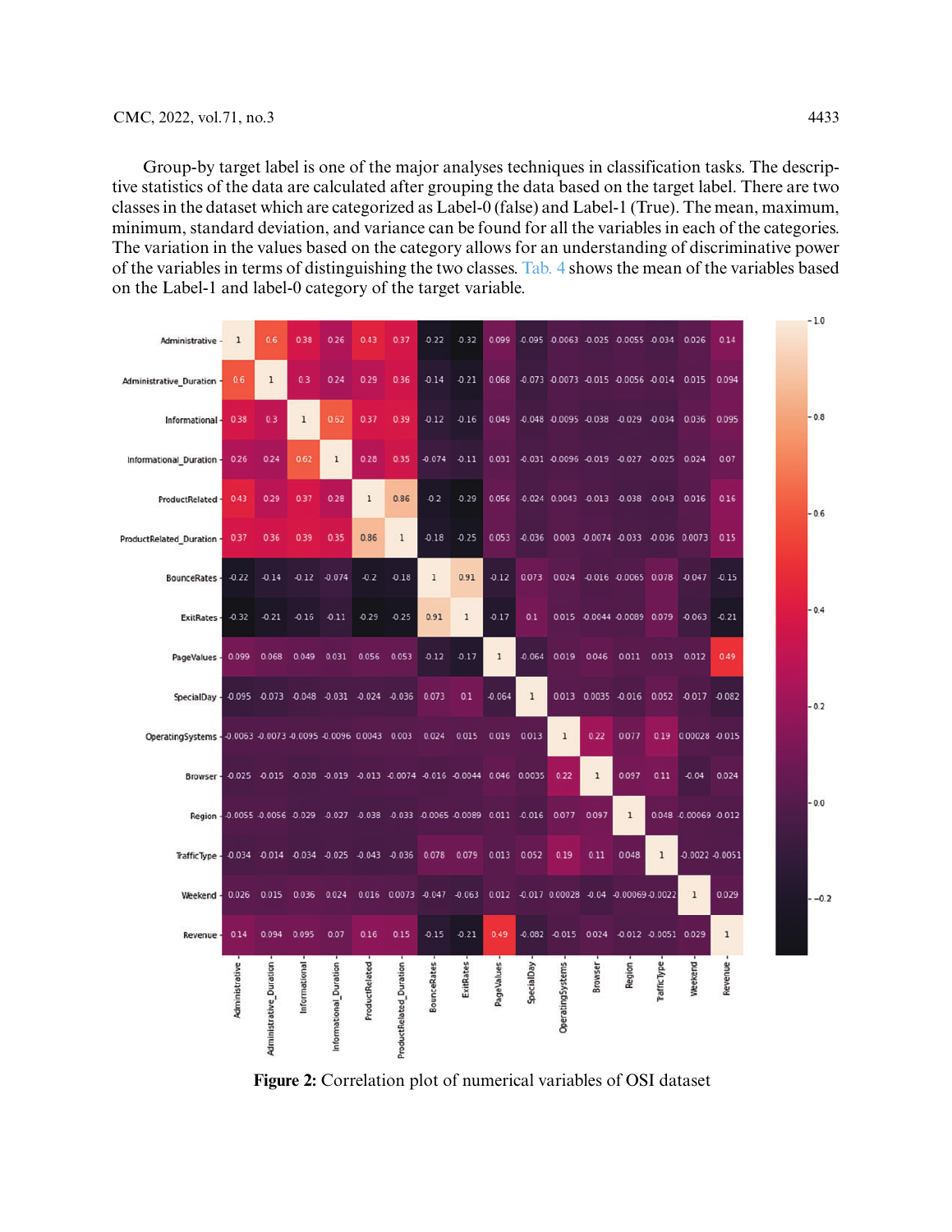Group-by target label is one of the major analyses techniques in classification tasks. The descriptive statistics of the data are calculated after grouping the data based on the target label. There are two classes in the dataset which are categorized as Label-0 (false) and Label-1 (True). The mean, maximum, minimum, standard deviation, and variance can be found for all the variables in each of the categories. The variation in the values based on the category allows for an understanding of discriminative power of the variables in terms of distinguishing the two classes. Tab. 4 shows the mean of the variables based on the Label-1 and label-0 category of the target variable.

**Figure 2:** Correlation plot of numerical variables of OSI dataset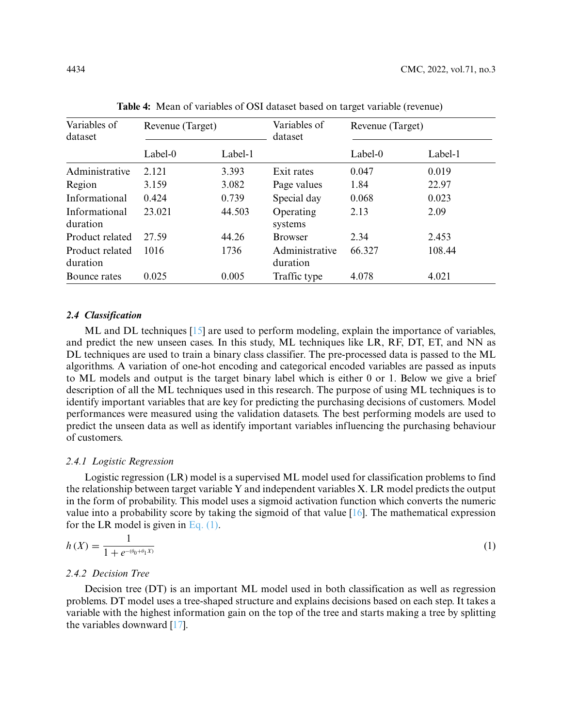**Table 4:** Mean of variables of OSI dataset based on target variable (revenue)

| Variables of dataset | Revenue (Target) | | Variables of dataset | Revenue (Target) | |
|---|---|---|---|---|---|
| | Label-0 | Label-1 | | Label-0 | Label-1 |
| Administrative | 2.121 | 3.393 | Exit rates | 0.047 | 0.019 |
| Region | 3.159 | 3.082 | Page values | 1.84 | 22.97 |
| Informational | 0.424 | 0.739 | Special day | 0.068 | 0.023 |
| Informational duration | 23.021 | 44.503 | Operating systems | 2.13 | 2.09 |
| Product related | 27.59 | 44.26 | Browser | 2.34 | 2.453 |
| Product related duration | 1016 | 1736 | Administrative duration | 66.327 | 108.44 |
| Bounce rates | 0.025 | 0.005 | Traffic type | 4.078 | 4.021 |

### *2.4 Classification*

ML and DL techniques [15] are used to perform modeling, explain the importance of variables, and predict the new unseen cases. In this study, ML techniques like LR, RF, DT, ET, and NN as DL techniques are used to train a binary class classifier. The pre-processed data is passed to the ML algorithms. A variation of one-hot encoding and categorical encoded variables are passed as inputs to ML models and output is the target binary label which is either 0 or 1. Below we give a brief description of all the ML techniques used in this research. The purpose of using ML techniques is to identify important variables that are key for predicting the purchasing decisions of customers. Model performances were measured using the validation datasets. The best performing models are used to predict the unseen data as well as identify important variables influencing the purchasing behaviour of customers.

#### *2.4.1 Logistic Regression*

Logistic regression (LR) model is a supervised ML model used for classification problems to find the relationship between target variable Y and independent variables X. LR model predicts the output in the form of probability. This model uses a sigmoid activation function which converts the numeric value into a probability score by taking the sigmoid of that value [16]. The mathematical expression for the LR model is given in Eq. (1).

$$h(X) = \frac{1}{1 + e^{-(\theta_0 + \theta_1 X)}} \tag{1}$$

#### *2.4.2 Decision Tree*

Decision tree (DT) is an important ML model used in both classification as well as regression problems. DT model uses a tree-shaped structure and explains decisions based on each step. It takes a variable with the highest information gain on the top of the tree and starts making a tree by splitting the variables downward [17].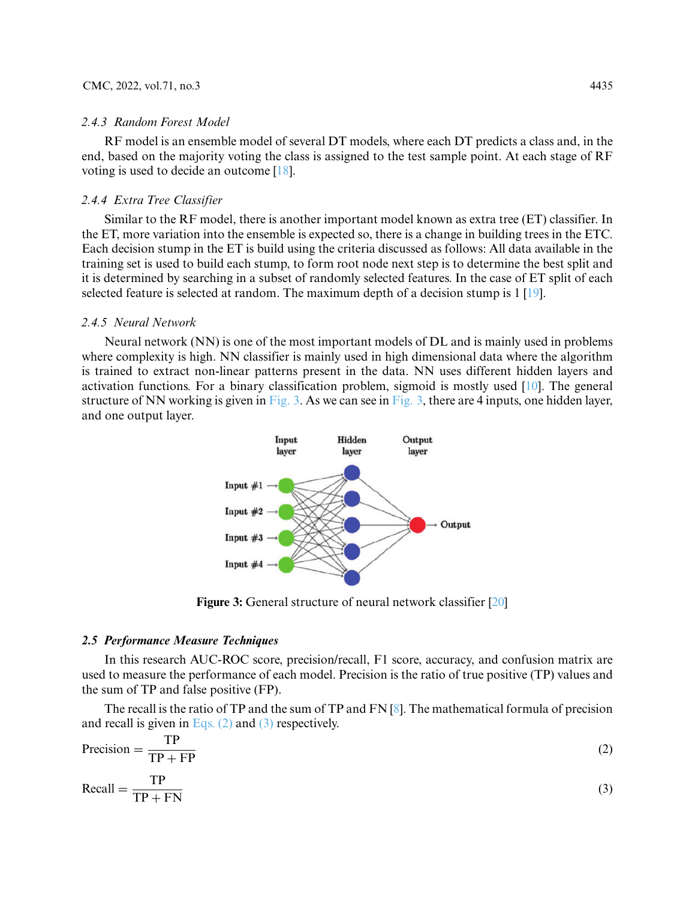### 2.4.3 Random Forest Model

RF model is an ensemble model of several DT models, where each DT predicts a class and, in the end, based on the majority voting the class is assigned to the test sample point. At each stage of RF voting is used to decide an outcome [18].

### 2.4.4 Extra Tree Classifier

Similar to the RF model, there is another important model known as extra tree (ET) classifier. In the ET, more variation into the ensemble is expected so, there is a change in building trees in the ETC. Each decision stump in the ET is build using the criteria discussed as follows: All data available in the training set is used to build each stump, to form root node next step is to determine the best split and it is determined by searching in a subset of randomly selected features. In the case of ET split of each selected feature is selected at random. The maximum depth of a decision stump is 1 [19].

### 2.4.5 Neural Network

Neural network (NN) is one of the most important models of DL and is mainly used in problems where complexity is high. NN classifier is mainly used in high dimensional data where the algorithm is trained to extract non-linear patterns present in the data. NN uses different hidden layers and activation functions. For a binary classification problem, sigmoid is mostly used [10]. The general structure of NN working is given in Fig. 3. As we can see in Fig. 3, there are 4 inputs, one hidden layer, and one output layer.

**Figure 3:** General structure of neural network classifier [20]

## 2.5 Performance Measure Techniques

In this research AUC-ROC score, precision/recall, F1 score, accuracy, and confusion matrix are used to measure the performance of each model. Precision is the ratio of true positive (TP) values and the sum of TP and false positive (FP).

The recall is the ratio of TP and the sum of TP and FN [8]. The mathematical formula of precision and recall is given in Eqs. (2) and (3) respectively.

$$\text{Precision} = \frac{\text{TP}}{\text{TP} + \text{FP}} \tag{2}$$

$$\text{Recall} = \frac{\text{TP}}{\text{TP} + \text{FN}} \tag{3}$$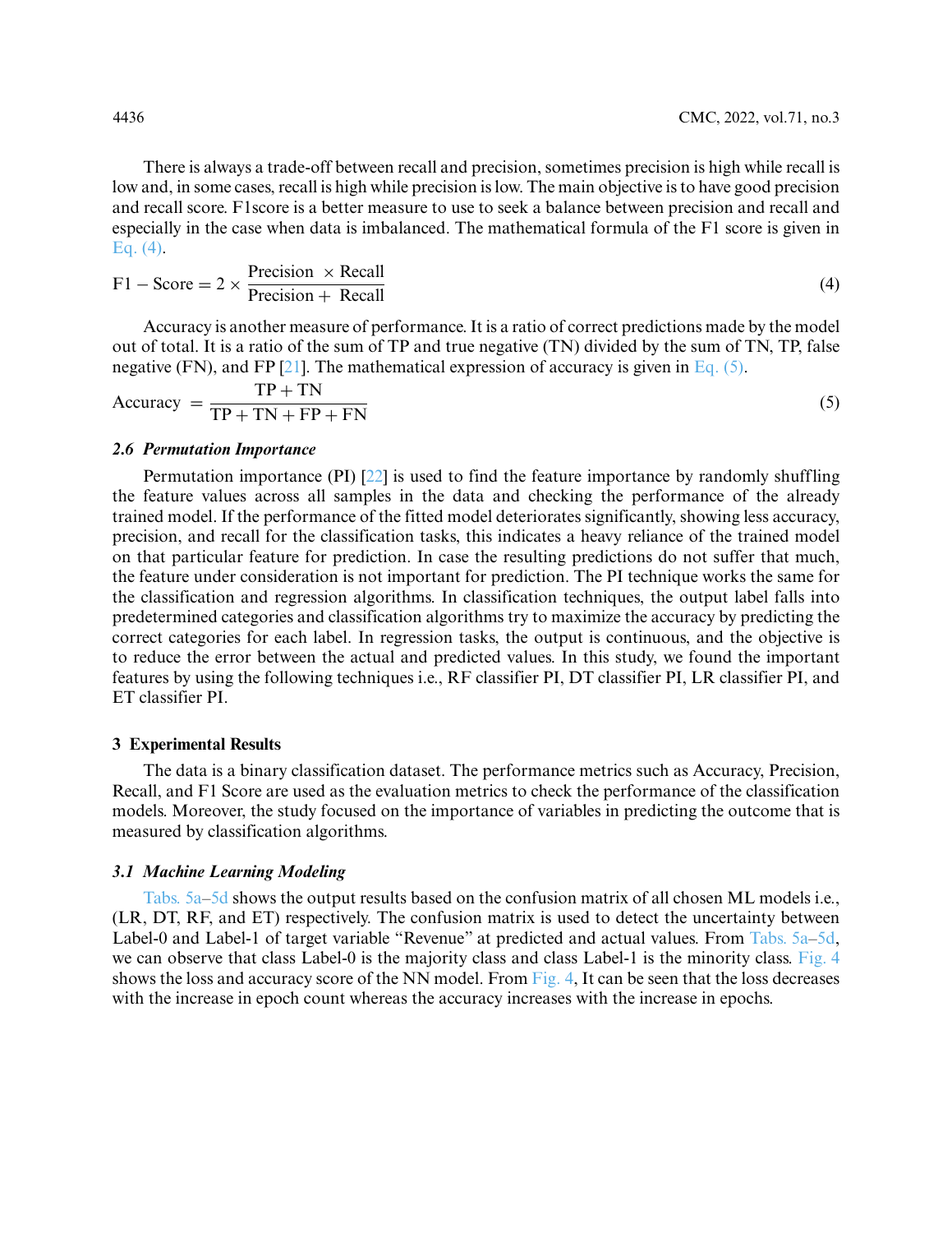There is always a trade-off between recall and precision, sometimes precision is high while recall is low and, in some cases, recall is high while precision is low. The main objective is to have good precision and recall score. F1score is a better measure to use to seek a balance between precision and recall and especially in the case when data is imbalanced. The mathematical formula of the F1 score is given in Eq. (4).

$$\text{F1} - \text{Score} = 2 \times \frac{\text{Precision} \times \text{Recall}}{\text{Precision} + \text{Recall}} \tag{4}$$

Accuracy is another measure of performance. It is a ratio of correct predictions made by the model out of total. It is a ratio of the sum of TP and true negative (TN) divided by the sum of TN, TP, false negative (FN), and FP [21]. The mathematical expression of accuracy is given in Eq. (5).

$$\text{Accuracy} = \frac{\text{TP} + \text{TN}}{\text{TP} + \text{TN} + \text{FP} + \text{FN}} \tag{5}$$

### *2.6 Permutation Importance*

Permutation importance (PI) [22] is used to find the feature importance by randomly shuffling the feature values across all samples in the data and checking the performance of the already trained model. If the performance of the fitted model deteriorates significantly, showing less accuracy, precision, and recall for the classification tasks, this indicates a heavy reliance of the trained model on that particular feature for prediction. In case the resulting predictions do not suffer that much, the feature under consideration is not important for prediction. The PI technique works the same for the classification and regression algorithms. In classification techniques, the output label falls into predetermined categories and classification algorithms try to maximize the accuracy by predicting the correct categories for each label. In regression tasks, the output is continuous, and the objective is to reduce the error between the actual and predicted values. In this study, we found the important features by using the following techniques i.e., RF classifier PI, DT classifier PI, LR classifier PI, and ET classifier PI.

## 3 Experimental Results

The data is a binary classification dataset. The performance metrics such as Accuracy, Precision, Recall, and F1 Score are used as the evaluation metrics to check the performance of the classification models. Moreover, the study focused on the importance of variables in predicting the outcome that is measured by classification algorithms.

### *3.1 Machine Learning Modeling*

Tabs. 5a–5d shows the output results based on the confusion matrix of all chosen ML models i.e., (LR, DT, RF, and ET) respectively. The confusion matrix is used to detect the uncertainty between Label-0 and Label-1 of target variable "Revenue" at predicted and actual values. From Tabs. 5a–5d, we can observe that class Label-0 is the majority class and class Label-1 is the minority class. Fig. 4 shows the loss and accuracy score of the NN model. From Fig. 4, It can be seen that the loss decreases with the increase in epoch count whereas the accuracy increases with the increase in epochs.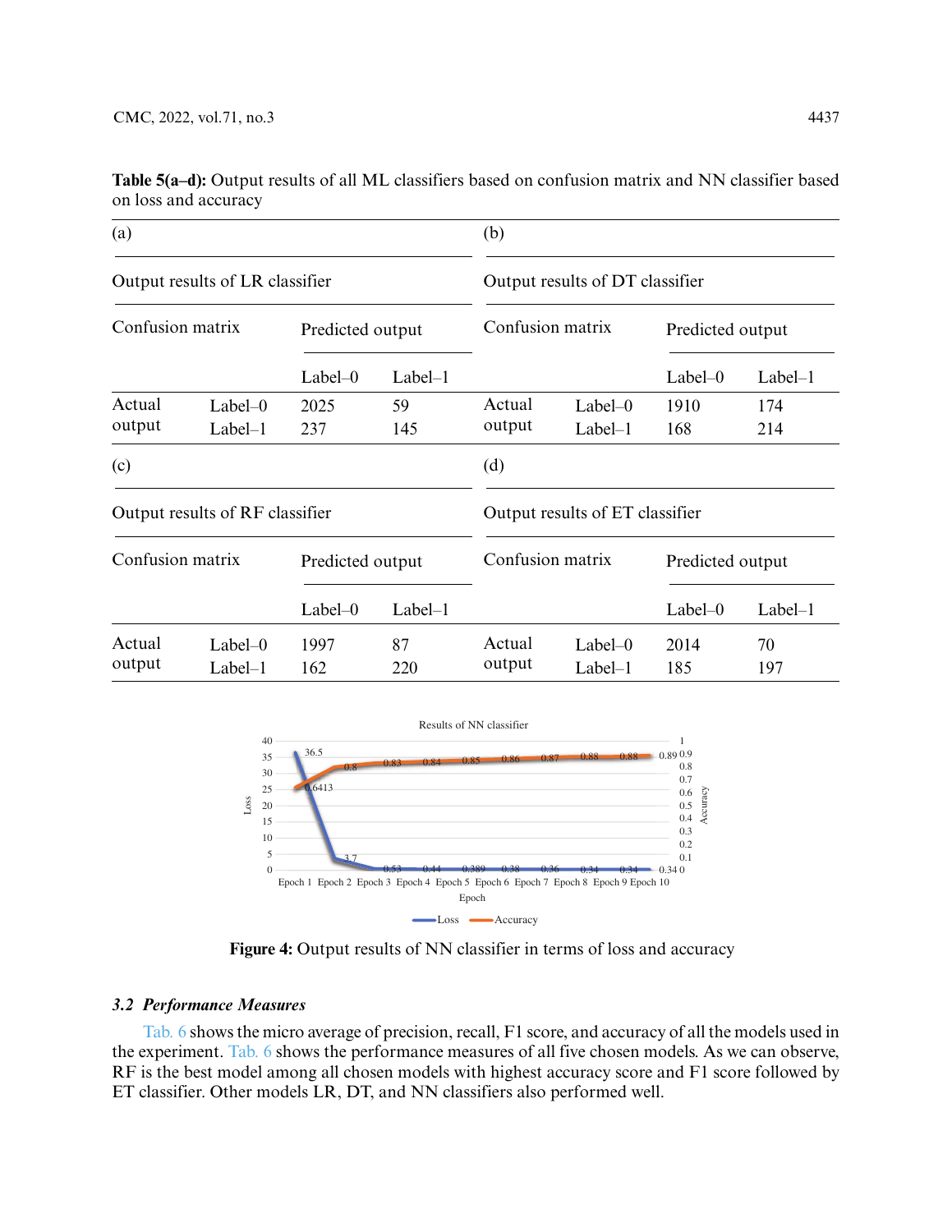**Table 5(a–d):** Output results of all ML classifiers based on confusion matrix and NN classifier based on loss and accuracy

(a) Output results of LR classifier

| Confusion matrix | | Predicted output | |
|---|---|---|---|
| | | Label–0 | Label–1 |
| Actual output | Label–0 | 2025 | 59 |
| | Label–1 | 237 | 145 |

(b) Output results of DT classifier

| Confusion matrix | | Predicted output | |
|---|---|---|---|
| | | Label–0 | Label–1 |
| Actual output | Label–0 | 1910 | 174 |
| | Label–1 | 168 | 214 |

(c) Output results of RF classifier

| Confusion matrix | | Predicted output | |
|---|---|---|---|
| | | Label–0 | Label–1 |
| Actual output | Label–0 | 1997 | 87 |
| | Label–1 | 162 | 220 |

(d) Output results of ET classifier

| Confusion matrix | | Predicted output | |
|---|---|---|---|
| | | Label–0 | Label–1 |
| Actual output | Label–0 | 2014 | 70 |
| | Label–1 | 185 | 197 |

**Figure 4:** Output results of NN classifier in terms of loss and accuracy

### *3.2 Performance Measures*

Tab. 6 shows the micro average of precision, recall, F1 score, and accuracy of all the models used in the experiment. Tab. 6 shows the performance measures of all five chosen models. As we can observe, RF is the best model among all chosen models with highest accuracy score and F1 score followed by ET classifier. Other models LR, DT, and NN classifiers also performed well.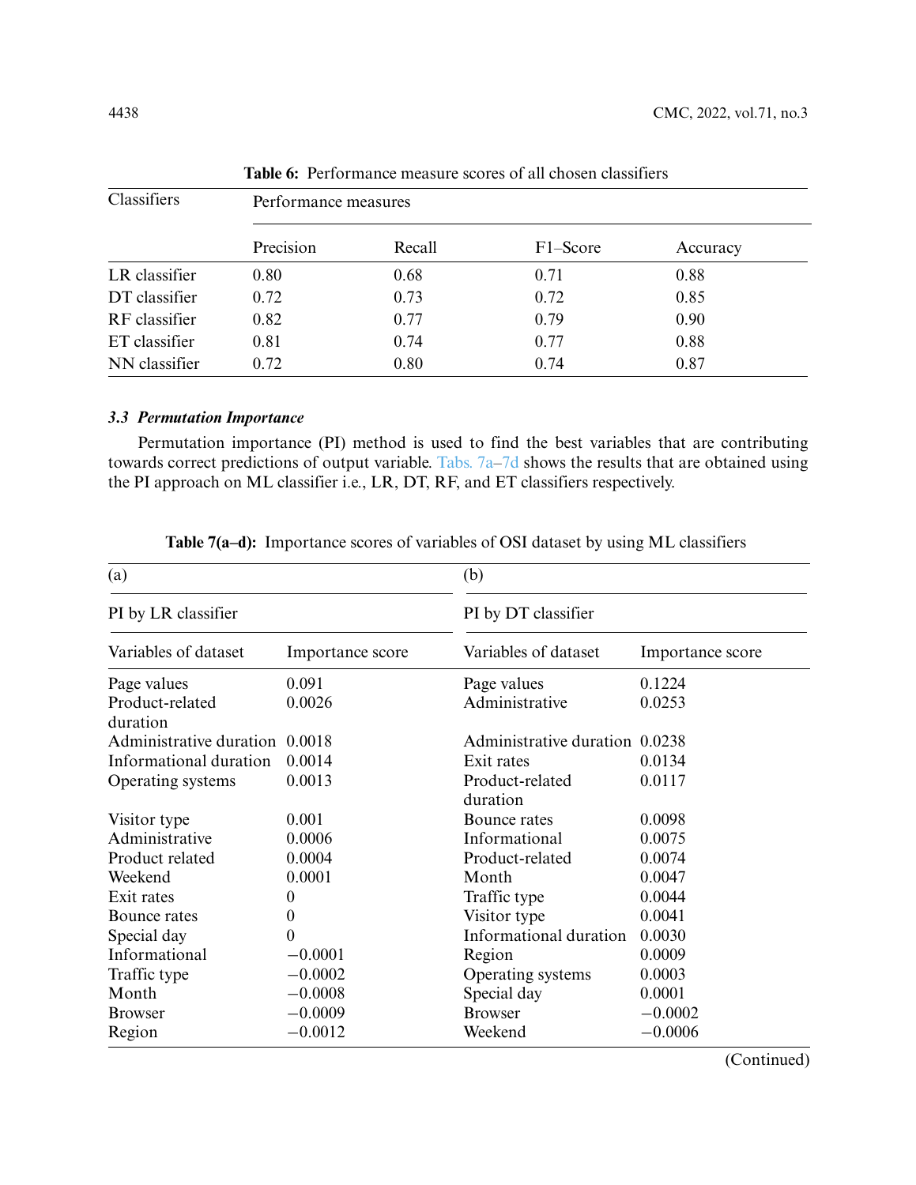**Table 6:** Performance measure scores of all chosen classifiers

| Classifiers | Performance measures | | | |
|---|---|---|---|---|
| | Precision | Recall | F1–Score | Accuracy |
| LR classifier | 0.80 | 0.68 | 0.71 | 0.88 |
| DT classifier | 0.72 | 0.73 | 0.72 | 0.85 |
| RF classifier | 0.82 | 0.77 | 0.79 | 0.90 |
| ET classifier | 0.81 | 0.74 | 0.77 | 0.88 |
| NN classifier | 0.72 | 0.80 | 0.74 | 0.87 |

### *3.3 Permutation Importance*

Permutation importance (PI) method is used to find the best variables that are contributing towards correct predictions of output variable. Tabs. 7a–7d shows the results that are obtained using the PI approach on ML classifier i.e., LR, DT, RF, and ET classifiers respectively.

**Table 7(a–d):** Importance scores of variables of OSI dataset by using ML classifiers

| (a) | | (b) | |
|---|---|---|---|
| PI by LR classifier | | PI by DT classifier | |
| Variables of dataset | Importance score | Variables of dataset | Importance score |
| Page values | 0.091 | Page values | 0.1224 |
| Product-related duration | 0.0026 | Administrative | 0.0253 |
| Administrative duration | 0.0018 | Administrative duration | 0.0238 |
| Informational duration | 0.0014 | Exit rates | 0.0134 |
| Operating systems | 0.0013 | Product-related duration | 0.0117 |
| Visitor type | 0.001 | Bounce rates | 0.0098 |
| Administrative | 0.0006 | Informational | 0.0075 |
| Product related | 0.0004 | Product-related | 0.0074 |
| Weekend | 0.0001 | Month | 0.0047 |
| Exit rates | 0 | Traffic type | 0.0044 |
| Bounce rates | 0 | Visitor type | 0.0041 |
| Special day | 0 | Informational duration | 0.0030 |
| Informational | −0.0001 | Region | 0.0009 |
| Traffic type | −0.0002 | Operating systems | 0.0003 |
| Month | −0.0008 | Special day | 0.0001 |
| Browser | −0.0009 | Browser | −0.0002 |
| Region | −0.0012 | Weekend | −0.0006 |

(Continued)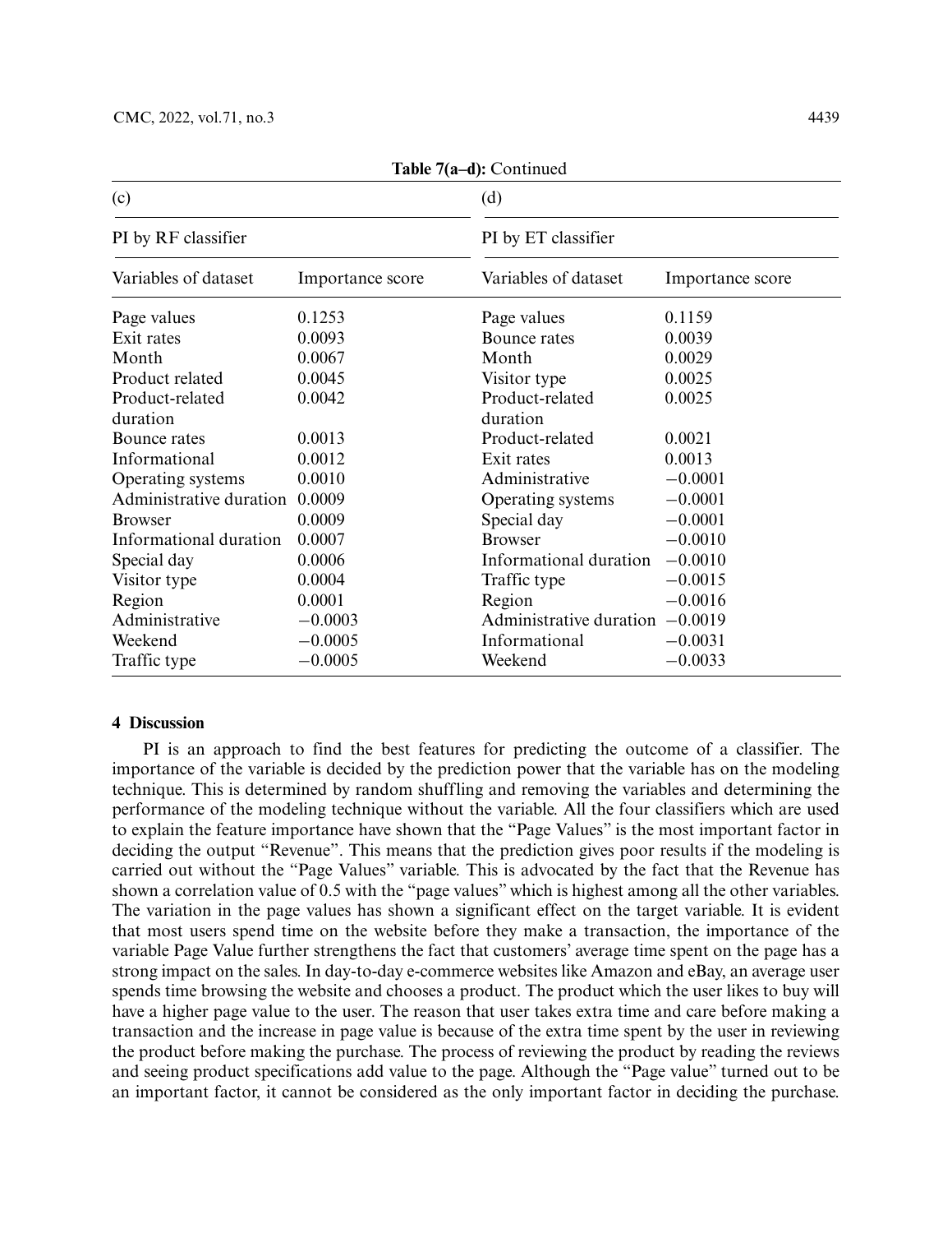**Table 7(a–d):** Continued

| (c) | | (d) | |
|---|---|---|---|
| PI by RF classifier | | PI by ET classifier | |
| Variables of dataset | Importance score | Variables of dataset | Importance score |
| Page values | 0.1253 | Page values | 0.1159 |
| Exit rates | 0.0093 | Bounce rates | 0.0039 |
| Month | 0.0067 | Month | 0.0029 |
| Product related | 0.0045 | Visitor type | 0.0025 |
| Product-related duration | 0.0042 | Product-related duration | 0.0025 |
| Bounce rates | 0.0013 | Product-related | 0.0021 |
| Informational | 0.0012 | Exit rates | 0.0013 |
| Operating systems | 0.0010 | Administrative | −0.0001 |
| Administrative duration | 0.0009 | Operating systems | −0.0001 |
| Browser | 0.0009 | Special day | −0.0001 |
| Informational duration | 0.0007 | Browser | −0.0010 |
| Special day | 0.0006 | Informational duration | −0.0010 |
| Visitor type | 0.0004 | Traffic type | −0.0015 |
| Region | 0.0001 | Region | −0.0016 |
| Administrative | −0.0003 | Administrative duration | −0.0019 |
| Weekend | −0.0005 | Informational | −0.0031 |
| Traffic type | −0.0005 | Weekend | −0.0033 |

## 4 Discussion

PI is an approach to find the best features for predicting the outcome of a classifier. The importance of the variable is decided by the prediction power that the variable has on the modeling technique. This is determined by random shuffling and removing the variables and determining the performance of the modeling technique without the variable. All the four classifiers which are used to explain the feature importance have shown that the "Page Values" is the most important factor in deciding the output "Revenue". This means that the prediction gives poor results if the modeling is carried out without the "Page Values" variable. This is advocated by the fact that the Revenue has shown a correlation value of 0.5 with the "page values" which is highest among all the other variables. The variation in the page values has shown a significant effect on the target variable. It is evident that most users spend time on the website before they make a transaction, the importance of the variable Page Value further strengthens the fact that customers' average time spent on the page has a strong impact on the sales. In day-to-day e-commerce websites like Amazon and eBay, an average user spends time browsing the website and chooses a product. The product which the user likes to buy will have a higher page value to the user. The reason that user takes extra time and care before making a transaction and the increase in page value is because of the extra time spent by the user in reviewing the product before making the purchase. The process of reviewing the product by reading the reviews and seeing product specifications add value to the page. Although the "Page value" turned out to be an important factor, it cannot be considered as the only important factor in deciding the purchase.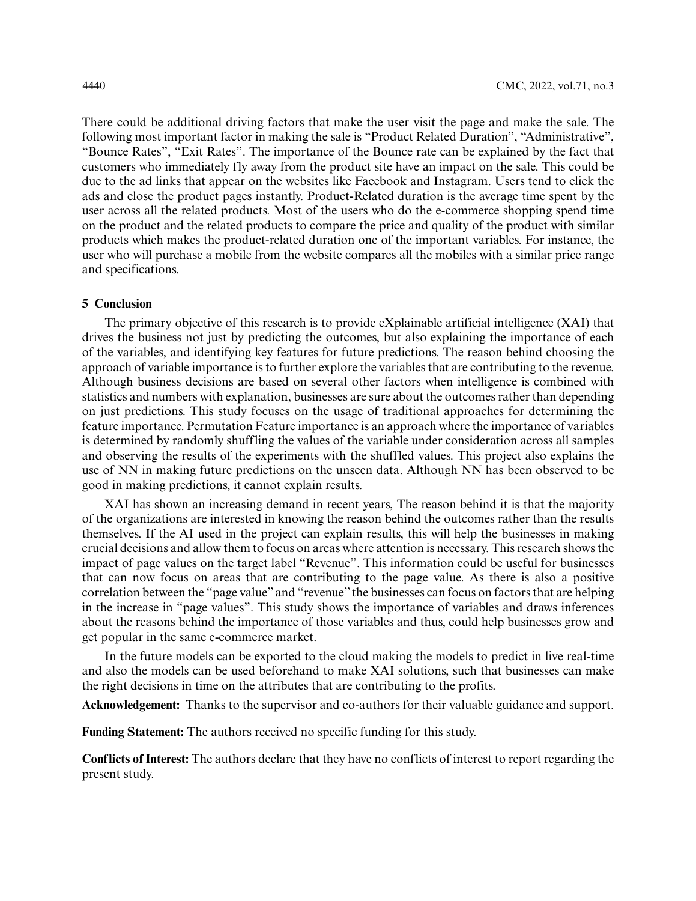There could be additional driving factors that make the user visit the page and make the sale. The following most important factor in making the sale is "Product Related Duration", "Administrative", "Bounce Rates", "Exit Rates". The importance of the Bounce rate can be explained by the fact that customers who immediately fly away from the product site have an impact on the sale. This could be due to the ad links that appear on the websites like Facebook and Instagram. Users tend to click the ads and close the product pages instantly. Product-Related duration is the average time spent by the user across all the related products. Most of the users who do the e-commerce shopping spend time on the product and the related products to compare the price and quality of the product with similar products which makes the product-related duration one of the important variables. For instance, the user who will purchase a mobile from the website compares all the mobiles with a similar price range and specifications.

## 5 Conclusion

The primary objective of this research is to provide eXplainable artificial intelligence (XAI) that drives the business not just by predicting the outcomes, but also explaining the importance of each of the variables, and identifying key features for future predictions. The reason behind choosing the approach of variable importance is to further explore the variables that are contributing to the revenue. Although business decisions are based on several other factors when intelligence is combined with statistics and numbers with explanation, businesses are sure about the outcomes rather than depending on just predictions. This study focuses on the usage of traditional approaches for determining the feature importance. Permutation Feature importance is an approach where the importance of variables is determined by randomly shuffling the values of the variable under consideration across all samples and observing the results of the experiments with the shuffled values. This project also explains the use of NN in making future predictions on the unseen data. Although NN has been observed to be good in making predictions, it cannot explain results.

XAI has shown an increasing demand in recent years, The reason behind it is that the majority of the organizations are interested in knowing the reason behind the outcomes rather than the results themselves. If the AI used in the project can explain results, this will help the businesses in making crucial decisions and allow them to focus on areas where attention is necessary. This research shows the impact of page values on the target label "Revenue". This information could be useful for businesses that can now focus on areas that are contributing to the page value. As there is also a positive correlation between the "page value" and "revenue" the businesses can focus on factors that are helping in the increase in "page values". This study shows the importance of variables and draws inferences about the reasons behind the importance of those variables and thus, could help businesses grow and get popular in the same e-commerce market.

In the future models can be exported to the cloud making the models to predict in live real-time and also the models can be used beforehand to make XAI solutions, such that businesses can make the right decisions in time on the attributes that are contributing to the profits.

**Acknowledgement:** Thanks to the supervisor and co-authors for their valuable guidance and support.

**Funding Statement:** The authors received no specific funding for this study.

**Conflicts of Interest:** The authors declare that they have no conflicts of interest to report regarding the present study.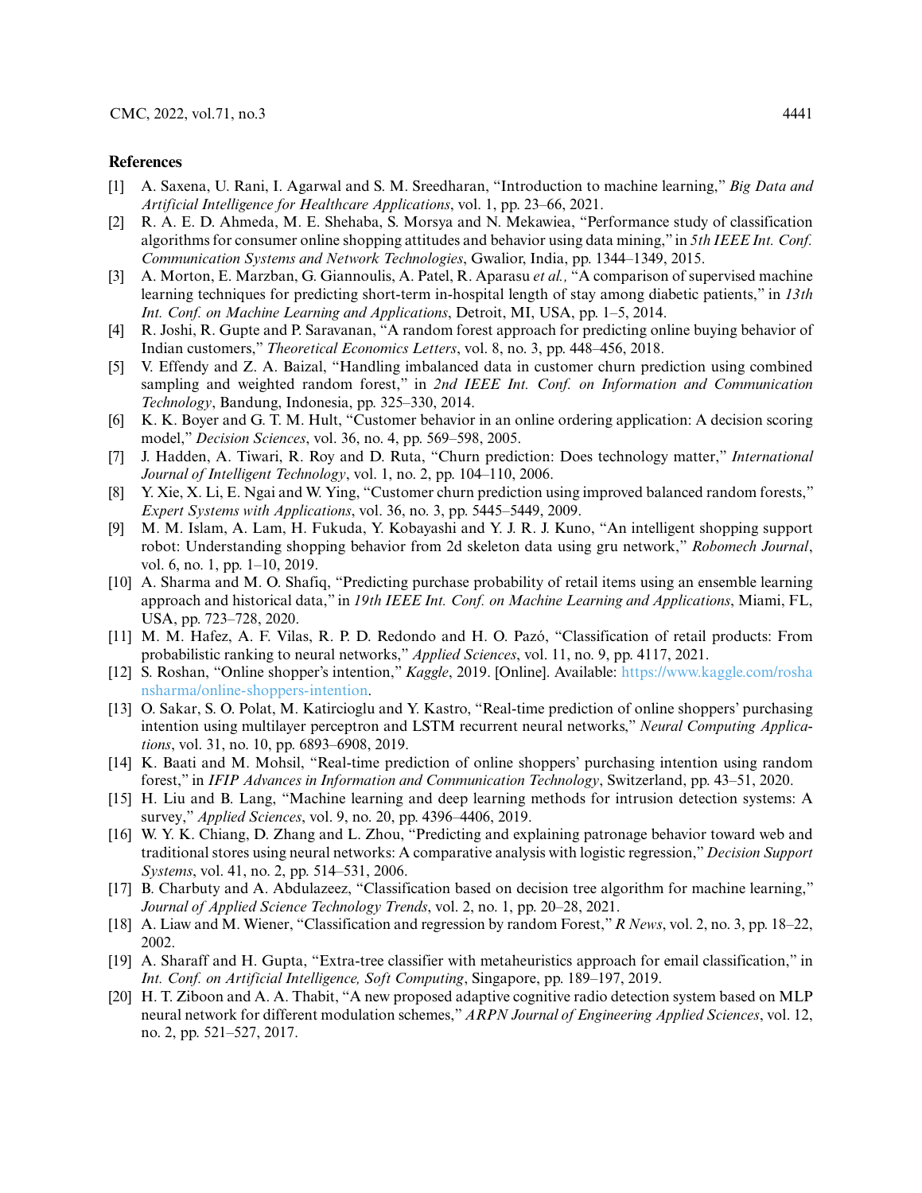## References

[1] A. Saxena, U. Rani, I. Agarwal and S. M. Sreedharan, "Introduction to machine learning," *Big Data and Artificial Intelligence for Healthcare Applications*, vol. 1, pp. 23–66, 2021.

[2] R. A. E. D. Ahmeda, M. E. Shehaba, S. Morsya and N. Mekawiea, "Performance study of classification algorithms for consumer online shopping attitudes and behavior using data mining," in *5th IEEE Int. Conf. Communication Systems and Network Technologies*, Gwalior, India, pp. 1344–1349, 2015.

[3] A. Morton, E. Marzban, G. Giannoulis, A. Patel, R. Aparasu *et al.,* "A comparison of supervised machine learning techniques for predicting short-term in-hospital length of stay among diabetic patients," in *13th Int. Conf. on Machine Learning and Applications*, Detroit, MI, USA, pp. 1–5, 2014.

[4] R. Joshi, R. Gupte and P. Saravanan, "A random forest approach for predicting online buying behavior of Indian customers," *Theoretical Economics Letters*, vol. 8, no. 3, pp. 448–456, 2018.

[5] V. Effendy and Z. A. Baizal, "Handling imbalanced data in customer churn prediction using combined sampling and weighted random forest," in *2nd IEEE Int. Conf. on Information and Communication Technology*, Bandung, Indonesia, pp. 325–330, 2014.

[6] K. K. Boyer and G. T. M. Hult, "Customer behavior in an online ordering application: A decision scoring model," *Decision Sciences*, vol. 36, no. 4, pp. 569–598, 2005.

[7] J. Hadden, A. Tiwari, R. Roy and D. Ruta, "Churn prediction: Does technology matter," *International Journal of Intelligent Technology*, vol. 1, no. 2, pp. 104–110, 2006.

[8] Y. Xie, X. Li, E. Ngai and W. Ying, "Customer churn prediction using improved balanced random forests," *Expert Systems with Applications*, vol. 36, no. 3, pp. 5445–5449, 2009.

[9] M. M. Islam, A. Lam, H. Fukuda, Y. Kobayashi and Y. J. R. J. Kuno, "An intelligent shopping support robot: Understanding shopping behavior from 2d skeleton data using gru network," *Robomech Journal*, vol. 6, no. 1, pp. 1–10, 2019.

[10] A. Sharma and M. O. Shafiq, "Predicting purchase probability of retail items using an ensemble learning approach and historical data," in *19th IEEE Int. Conf. on Machine Learning and Applications*, Miami, FL, USA, pp. 723–728, 2020.

[11] M. M. Hafez, A. F. Vilas, R. P. D. Redondo and H. O. Pazó, "Classification of retail products: From probabilistic ranking to neural networks," *Applied Sciences*, vol. 11, no. 9, pp. 4117, 2021.

[12] S. Roshan, "Online shopper's intention," *Kaggle*, 2019. [Online]. Available: https://www.kaggle.com/roshansharma/online-shoppers-intention.

[13] O. Sakar, S. O. Polat, M. Katircioglu and Y. Kastro, "Real-time prediction of online shoppers' purchasing intention using multilayer perceptron and LSTM recurrent neural networks," *Neural Computing Applications*, vol. 31, no. 10, pp. 6893–6908, 2019.

[14] K. Baati and M. Mohsil, "Real-time prediction of online shoppers' purchasing intention using random forest," in *IFIP Advances in Information and Communication Technology*, Switzerland, pp. 43–51, 2020.

[15] H. Liu and B. Lang, "Machine learning and deep learning methods for intrusion detection systems: A survey," *Applied Sciences*, vol. 9, no. 20, pp. 4396–4406, 2019.

[16] W. Y. K. Chiang, D. Zhang and L. Zhou, "Predicting and explaining patronage behavior toward web and traditional stores using neural networks: A comparative analysis with logistic regression," *Decision Support Systems*, vol. 41, no. 2, pp. 514–531, 2006.

[17] B. Charbuty and A. Abdulazeez, "Classification based on decision tree algorithm for machine learning," *Journal of Applied Science Technology Trends*, vol. 2, no. 1, pp. 20–28, 2021.

[18] A. Liaw and M. Wiener, "Classification and regression by random Forest," *R News*, vol. 2, no. 3, pp. 18–22, 2002.

[19] A. Sharaff and H. Gupta, "Extra-tree classifier with metaheuristics approach for email classification," in *Int. Conf. on Artificial Intelligence, Soft Computing*, Singapore, pp. 189–197, 2019.

[20] H. T. Ziboon and A. A. Thabit, "A new proposed adaptive cognitive radio detection system based on MLP neural network for different modulation schemes," *ARPN Journal of Engineering Applied Sciences*, vol. 12, no. 2, pp. 521–527, 2017.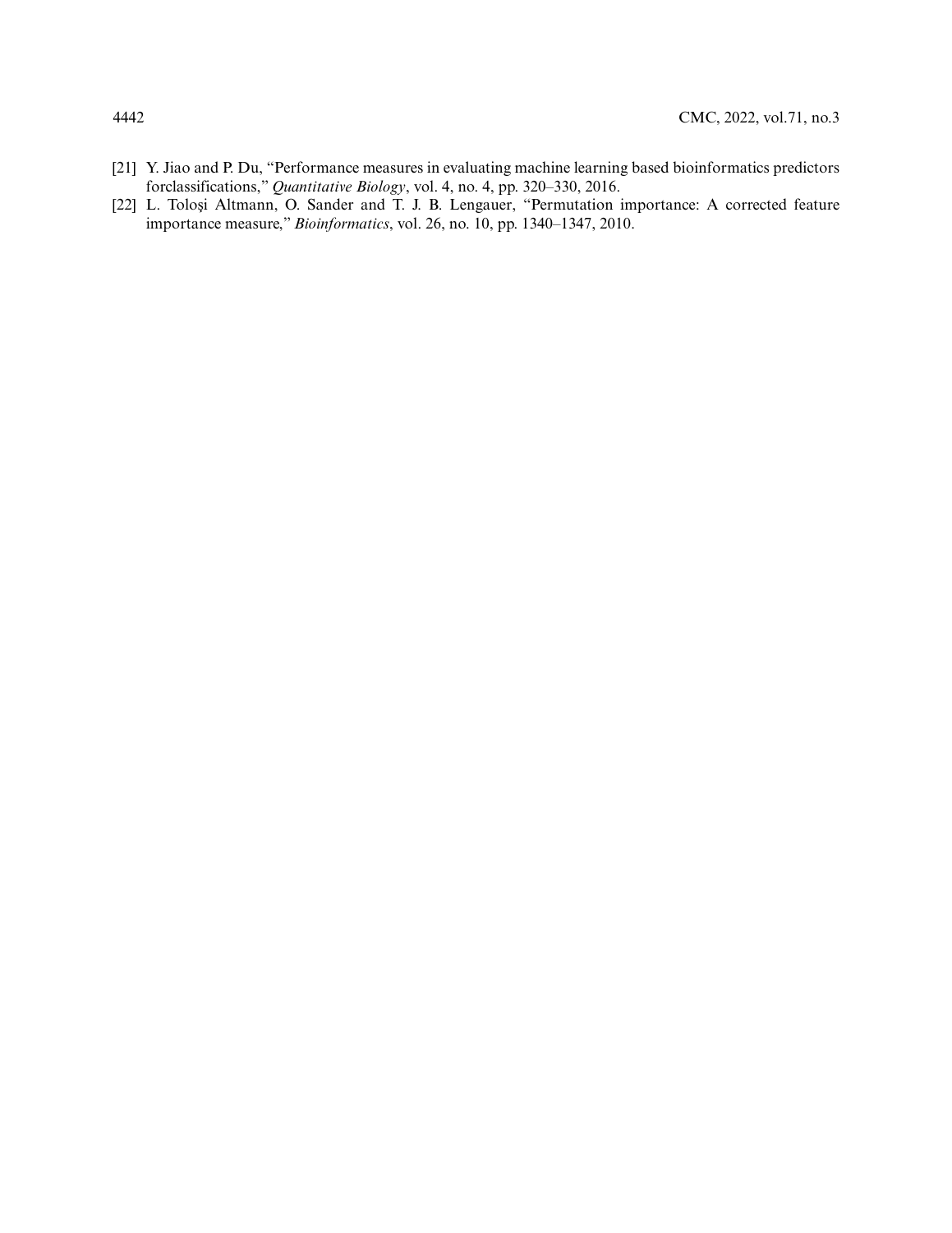[21] Y. Jiao and P. Du, "Performance measures in evaluating machine learning based bioinformatics predictors forclassifications," *Quantitative Biology*, vol. 4, no. 4, pp. 320–330, 2016.

[22] L. Toloşi Altmann, O. Sander and T. J. B. Lengauer, "Permutation importance: A corrected feature importance measure," *Bioinformatics*, vol. 26, no. 10, pp. 1340–1347, 2010.